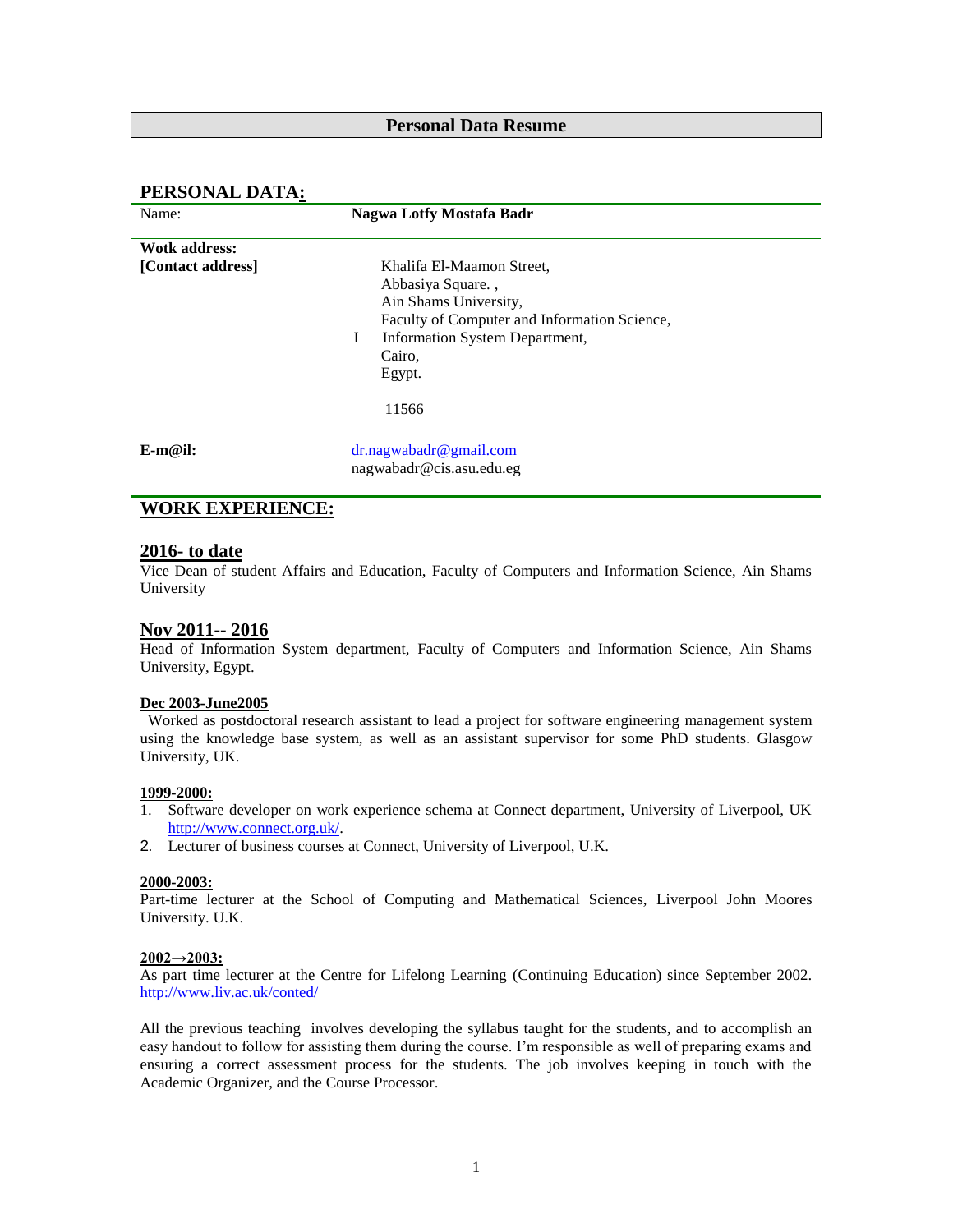# Personal Data Resume

## PERSONAL DATA:

| Name: | **Nagwa Lotfy Mostafa Badr** |
|---|---|

**Wotk address:**
**[Contact address]**

Khalifa El-Maamon Street,
Abbasiya Square. ,
Ain Shams University,
Faculty of Computer and Information Science,
I Information System Department,
Cairo,
Egypt.

11566

**E-m@il:** dr.nagwabadr@gmail.com
nagwabadr@cis.asu.edu.eg

## WORK EXPERIENCE:

### 2016- to date

Vice Dean of student Affairs and Education, Faculty of Computers and Information Science, Ain Shams University

### Nov 2011-- 2016

Head of Information System department, Faculty of Computers and Information Science, Ain Shams University, Egypt.

**Dec 2003-June2005**

Worked as postdoctoral research assistant to lead a project for software engineering management system using the knowledge base system, as well as an assistant supervisor for some PhD students. Glasgow University, UK.

**1999-2000:**

1. Software developer on work experience schema at Connect department, University of Liverpool, UK http://www.connect.org.uk/.
2. Lecturer of business courses at Connect, University of Liverpool, U.K.

**2000-2003:**

Part-time lecturer at the School of Computing and Mathematical Sciences, Liverpool John Moores University. U.K.

**2002→2003:**

As part time lecturer at the Centre for Lifelong Learning (Continuing Education) since September 2002. http://www.liv.ac.uk/conted/

All the previous teaching involves developing the syllabus taught for the students, and to accomplish an easy handout to follow for assisting them during the course. I'm responsible as well of preparing exams and ensuring a correct assessment process for the students. The job involves keeping in touch with the Academic Organizer, and the Course Processor.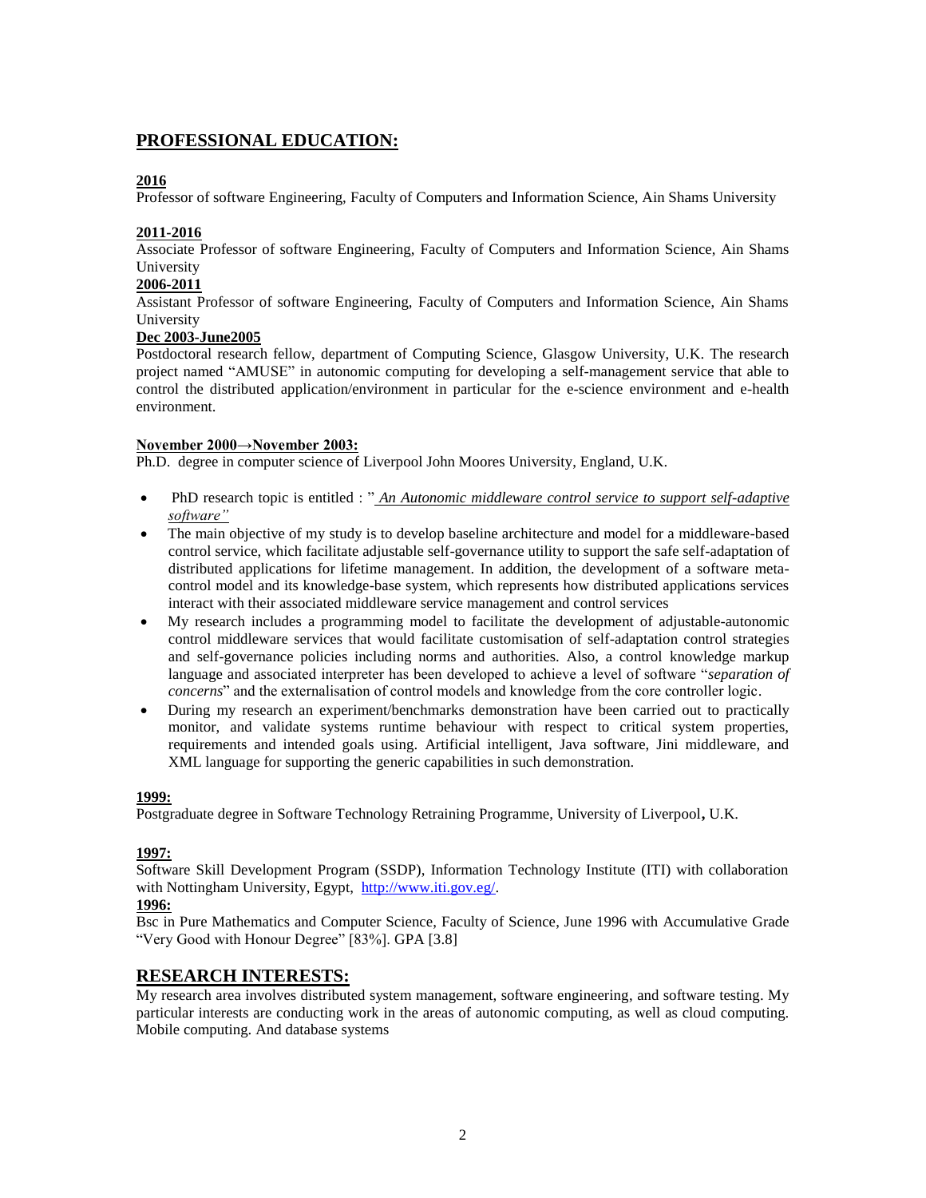## PROFESSIONAL EDUCATION:

**2016**

Professor of software Engineering, Faculty of Computers and Information Science, Ain Shams University

**2011-2016**

Associate Professor of software Engineering, Faculty of Computers and Information Science, Ain Shams University

**2006-2011**

Assistant Professor of software Engineering, Faculty of Computers and Information Science, Ain Shams University

**Dec 2003-June2005**

Postdoctoral research fellow, department of Computing Science, Glasgow University, U.K. The research project named "AMUSE" in autonomic computing for developing a self-management service that able to control the distributed application/environment in particular for the e-science environment and e-health environment.

**November 2000→November 2003:**

Ph.D. degree in computer science of Liverpool John Moores University, England, U.K.

- PhD research topic is entitled : " *An Autonomic middleware control service to support self-adaptive software"*
- The main objective of my study is to develop baseline architecture and model for a middleware-based control service, which facilitate adjustable self-governance utility to support the safe self-adaptation of distributed applications for lifetime management. In addition, the development of a software meta-control model and its knowledge-base system, which represents how distributed applications services interact with their associated middleware service management and control services
- My research includes a programming model to facilitate the development of adjustable-autonomic control middleware services that would facilitate customisation of self-adaptation control strategies and self-governance policies including norms and authorities. Also, a control knowledge markup language and associated interpreter has been developed to achieve a level of software "*separation of concerns*" and the externalisation of control models and knowledge from the core controller logic.
- During my research an experiment/benchmarks demonstration have been carried out to practically monitor, and validate systems runtime behaviour with respect to critical system properties, requirements and intended goals using. Artificial intelligent, Java software, Jini middleware, and XML language for supporting the generic capabilities in such demonstration.

**1999:**

Postgraduate degree in Software Technology Retraining Programme, University of Liverpool**,** U.K.

**1997:**

Software Skill Development Program (SSDP), Information Technology Institute (ITI) with collaboration with Nottingham University, Egypt, http://www.iti.gov.eg/.

**1996:**

Bsc in Pure Mathematics and Computer Science, Faculty of Science, June 1996 with Accumulative Grade "Very Good with Honour Degree" [83%]. GPA [3.8]

## RESEARCH INTERESTS:

My research area involves distributed system management, software engineering, and software testing. My particular interests are conducting work in the areas of autonomic computing, as well as cloud computing. Mobile computing. And database systems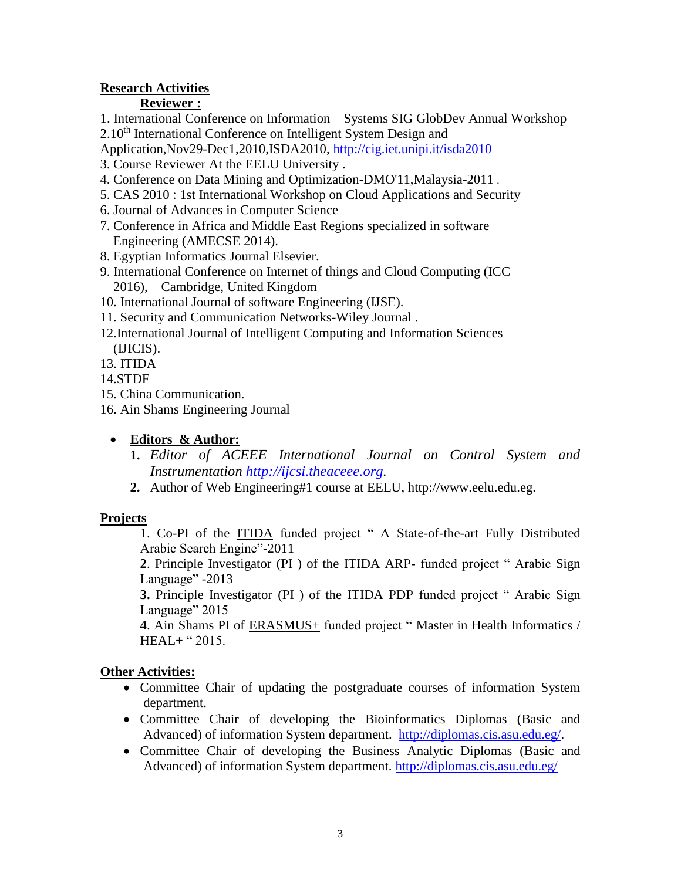## Research Activities

### Reviewer :

1. International Conference on Information Systems SIG GlobDev Annual Workshop
2. 10th International Conference on Intelligent System Design and Application,Nov29-Dec1,2010,ISDA2010, http://cig.iet.unipi.it/isda2010
3. Course Reviewer At the EELU University .
4. Conference on Data Mining and Optimization-DMO'11,Malaysia-2011 .
5. CAS 2010 : 1st International Workshop on Cloud Applications and Security
6. Journal of Advances in Computer Science
7. Conference in Africa and Middle East Regions specialized in software Engineering (AMECSE 2014).
8. Egyptian Informatics Journal Elsevier.
9. International Conference on Internet of things and Cloud Computing (ICC 2016), Cambridge, United Kingdom
10. International Journal of software Engineering (IJSE).
11. Security and Communication Networks-Wiley Journal .
12. International Journal of Intelligent Computing and Information Sciences (IJICIS).
13. ITIDA
14. STDF
15. China Communication.
16. Ain Shams Engineering Journal

- **Editors & Author:**
  1. *Editor of ACEEE International Journal on Control System and Instrumentation http://ijcsi.theaceee.org.*
  2. Author of Web Engineering#1 course at EELU, http://www.eelu.edu.eg.

## Projects

1. Co-PI of the ITIDA funded project " A State-of-the-art Fully Distributed Arabic Search Engine"-2011

**2**. Principle Investigator (PI ) of the ITIDA ARP- funded project " Arabic Sign Language" -2013

**3.** Principle Investigator (PI ) of the ITIDA PDP funded project " Arabic Sign Language" 2015

**4**. Ain Shams PI of ERASMUS+ funded project " Master in Health Informatics / HEAL+ " 2015.

## Other Activities:

- Committee Chair of updating the postgraduate courses of information System department.
- Committee Chair of developing the Bioinformatics Diplomas (Basic and Advanced) of information System department. http://diplomas.cis.asu.edu.eg/.
- Committee Chair of developing the Business Analytic Diplomas (Basic and Advanced) of information System department. http://diplomas.cis.asu.edu.eg/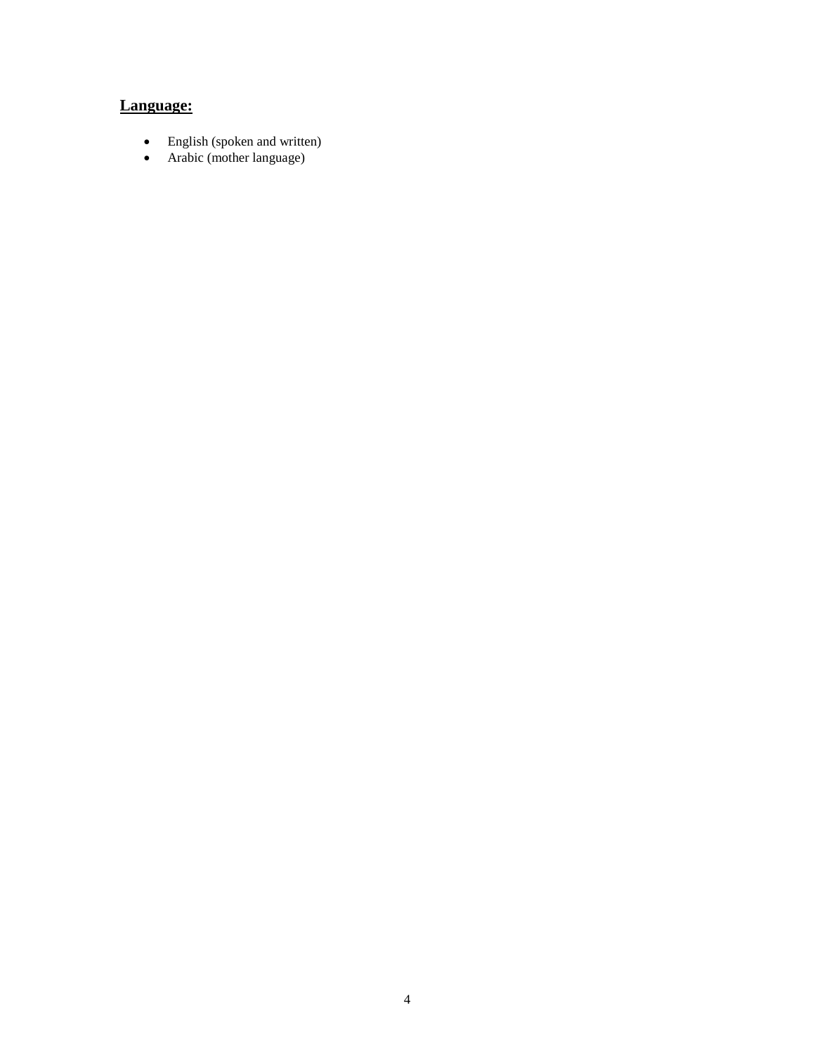## **Language:**

- English (spoken and written)
- Arabic (mother language)